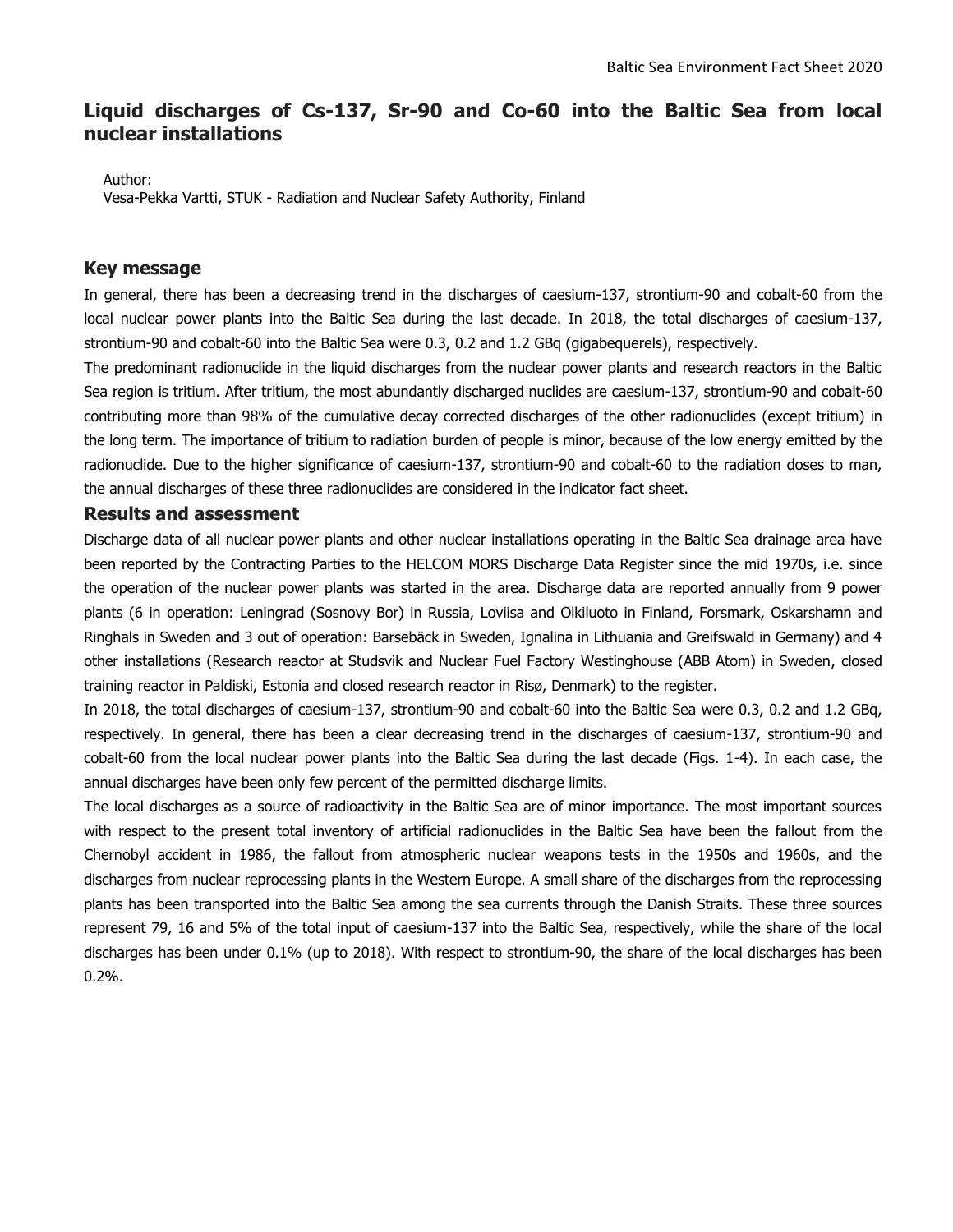# Liquid discharges of Cs-137, Sr-90 and Co-60 into the Baltic Sea from local nuclear installations

Author:
Vesa-Pekka Vartti, STUK - Radiation and Nuclear Safety Authority, Finland

## Key message

In general, there has been a decreasing trend in the discharges of caesium-137, strontium-90 and cobalt-60 from the local nuclear power plants into the Baltic Sea during the last decade. In 2018, the total discharges of caesium-137, strontium-90 and cobalt-60 into the Baltic Sea were 0.3, 0.2 and 1.2 GBq (gigabequerels), respectively.

The predominant radionuclide in the liquid discharges from the nuclear power plants and research reactors in the Baltic Sea region is tritium. After tritium, the most abundantly discharged nuclides are caesium-137, strontium-90 and cobalt-60 contributing more than 98% of the cumulative decay corrected discharges of the other radionuclides (except tritium) in the long term. The importance of tritium to radiation burden of people is minor, because of the low energy emitted by the radionuclide. Due to the higher significance of caesium-137, strontium-90 and cobalt-60 to the radiation doses to man, the annual discharges of these three radionuclides are considered in the indicator fact sheet.

## Results and assessment

Discharge data of all nuclear power plants and other nuclear installations operating in the Baltic Sea drainage area have been reported by the Contracting Parties to the HELCOM MORS Discharge Data Register since the mid 1970s, i.e. since the operation of the nuclear power plants was started in the area. Discharge data are reported annually from 9 power plants (6 in operation: Leningrad (Sosnovy Bor) in Russia, Loviisa and Olkiluoto in Finland, Forsmark, Oskarshamn and Ringhals in Sweden and 3 out of operation: Barsebäck in Sweden, Ignalina in Lithuania and Greifswald in Germany) and 4 other installations (Research reactor at Studsvik and Nuclear Fuel Factory Westinghouse (ABB Atom) in Sweden, closed training reactor in Paldiski, Estonia and closed research reactor in Risø, Denmark) to the register.

In 2018, the total discharges of caesium-137, strontium-90 and cobalt-60 into the Baltic Sea were 0.3, 0.2 and 1.2 GBq, respectively. In general, there has been a clear decreasing trend in the discharges of caesium-137, strontium-90 and cobalt-60 from the local nuclear power plants into the Baltic Sea during the last decade (Figs. 1-4). In each case, the annual discharges have been only few percent of the permitted discharge limits.

The local discharges as a source of radioactivity in the Baltic Sea are of minor importance. The most important sources with respect to the present total inventory of artificial radionuclides in the Baltic Sea have been the fallout from the Chernobyl accident in 1986, the fallout from atmospheric nuclear weapons tests in the 1950s and 1960s, and the discharges from nuclear reprocessing plants in the Western Europe. A small share of the discharges from the reprocessing plants has been transported into the Baltic Sea among the sea currents through the Danish Straits. These three sources represent 79, 16 and 5% of the total input of caesium-137 into the Baltic Sea, respectively, while the share of the local discharges has been under 0.1% (up to 2018). With respect to strontium-90, the share of the local discharges has been 0.2%.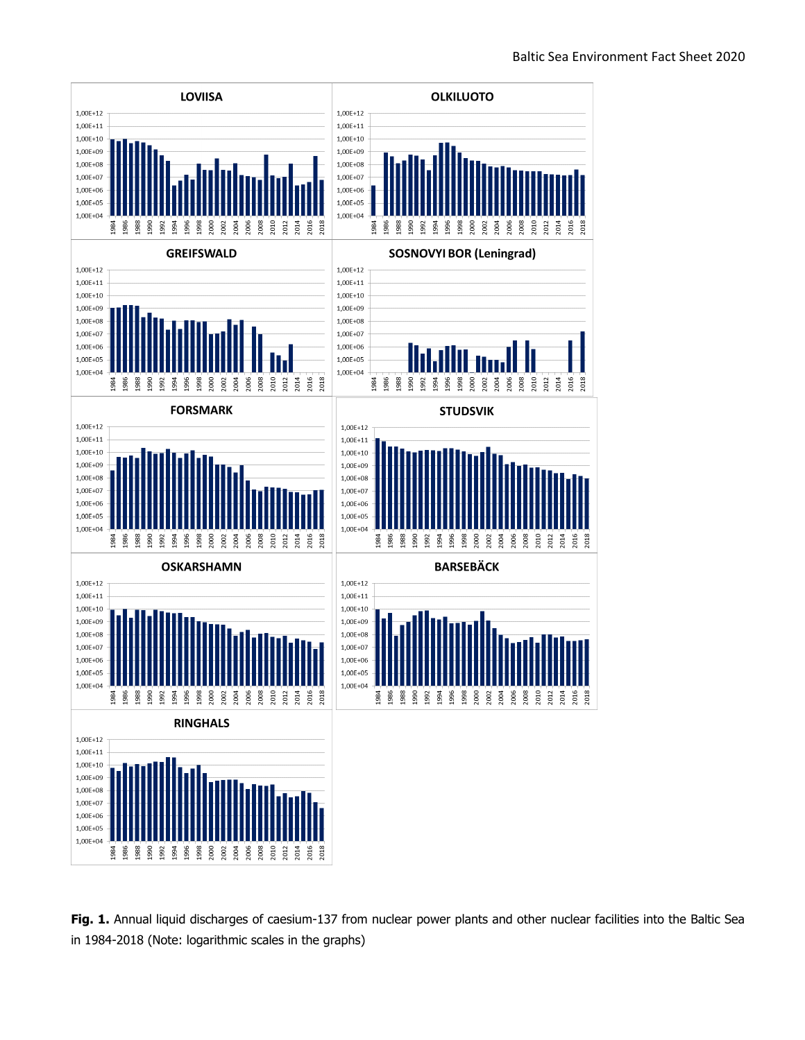**Fig. 1.** Annual liquid discharges of caesium-137 from nuclear power plants and other nuclear facilities into the Baltic Sea in 1984-2018 (Note: logarithmic scales in the graphs)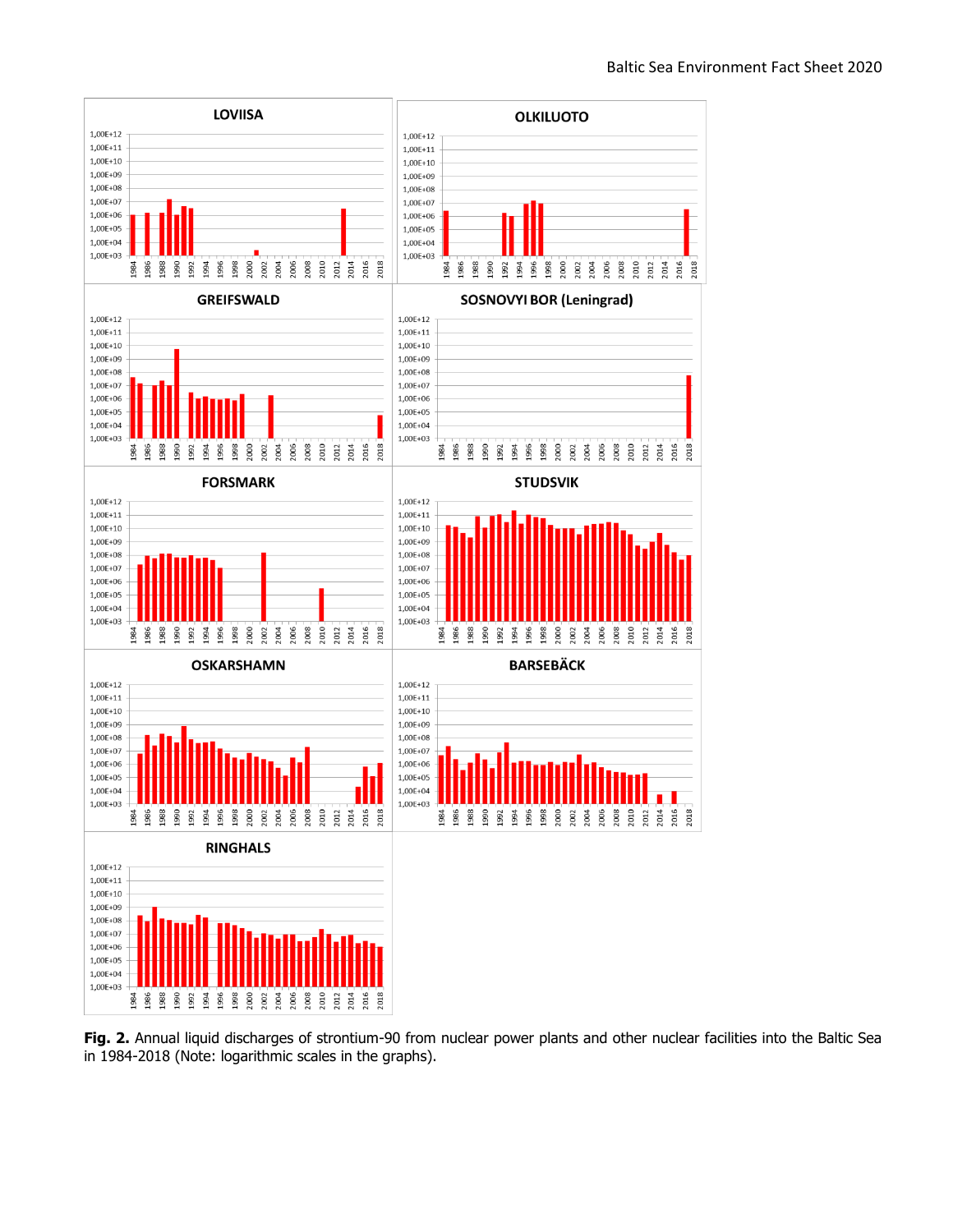**Fig. 2.** Annual liquid discharges of strontium-90 from nuclear power plants and other nuclear facilities into the Baltic Sea in 1984-2018 (Note: logarithmic scales in the graphs).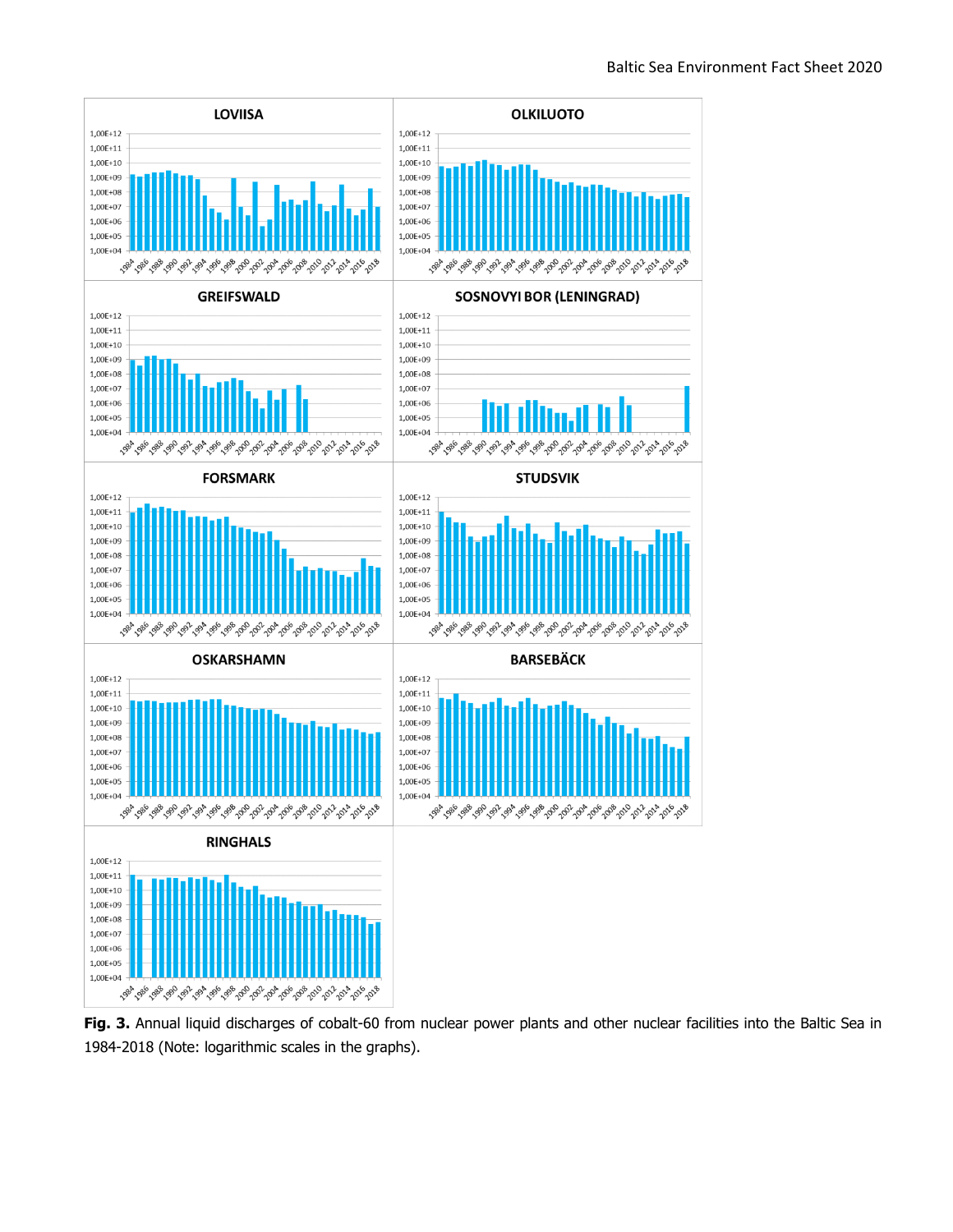**Fig. 3.** Annual liquid discharges of cobalt-60 from nuclear power plants and other nuclear facilities into the Baltic Sea in 1984-2018 (Note: logarithmic scales in the graphs).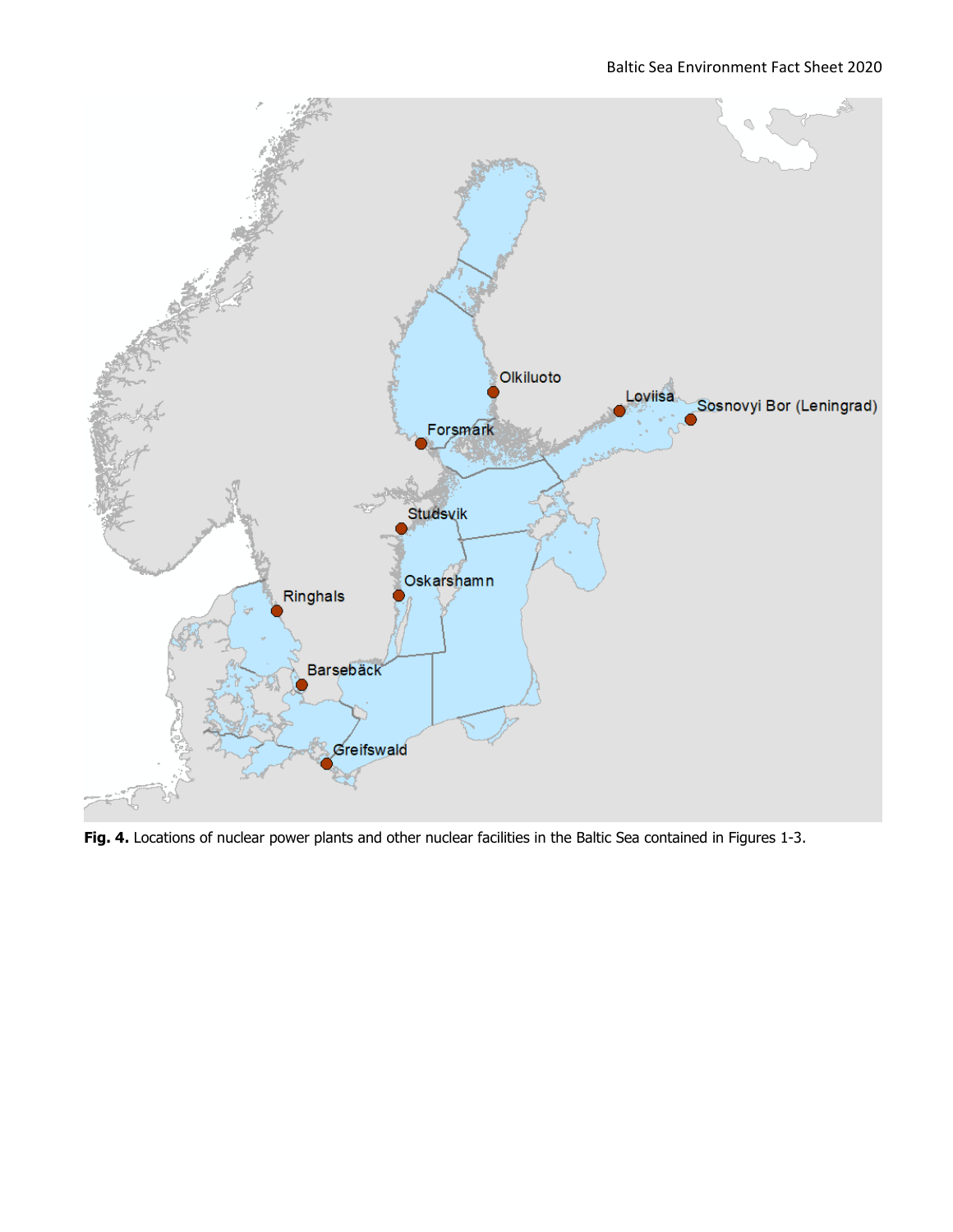**Fig. 4.** Locations of nuclear power plants and other nuclear facilities in the Baltic Sea contained in Figures 1-3.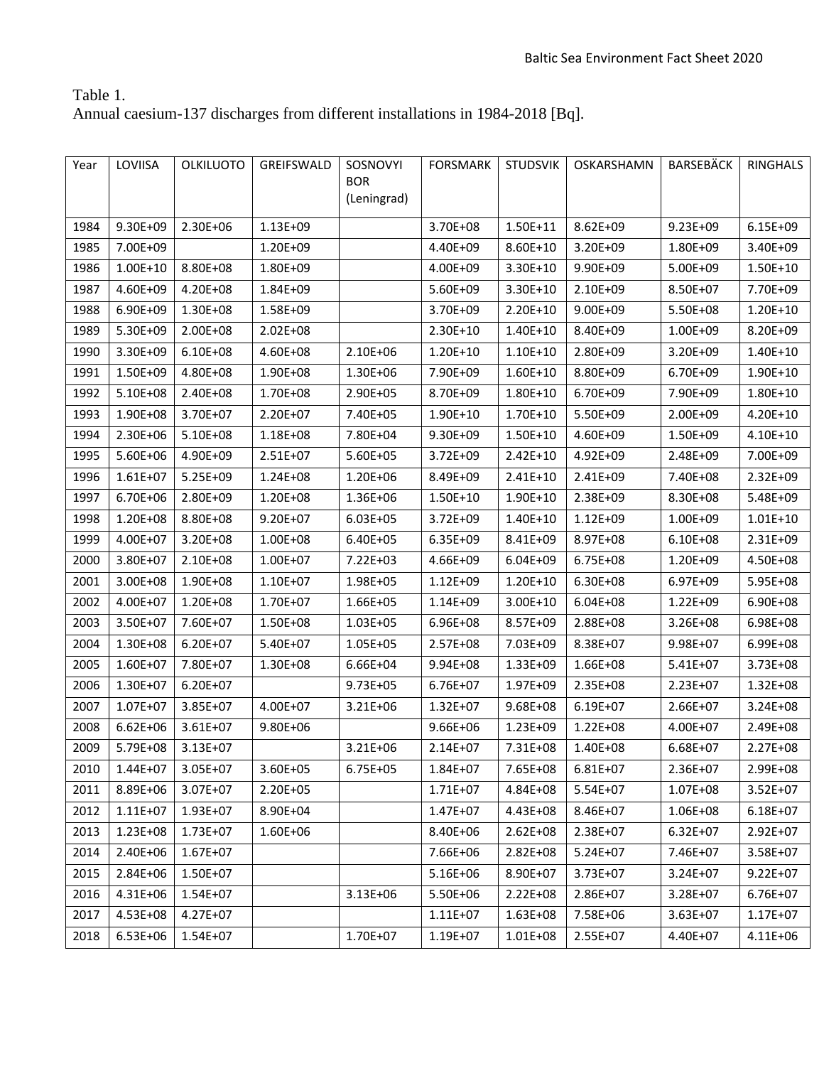Table 1.
Annual caesium-137 discharges from different installations in 1984-2018 [Bq].

| Year | LOVIISA | OLKILUOTO | GREIFSWALD | SOSNOVYI BOR (Leningrad) | FORSMARK | STUDSVIK | OSKARSHAMN | BARSEBÄCK | RINGHALS |
|---|---|---|---|---|---|---|---|---|---|
| 1984 | 9.30E+09 | 2.30E+06 | 1.13E+09 | | 3.70E+08 | 1.50E+11 | 8.62E+09 | 9.23E+09 | 6.15E+09 |
| 1985 | 7.00E+09 | | 1.20E+09 | | 4.40E+09 | 8.60E+10 | 3.20E+09 | 1.80E+09 | 3.40E+09 |
| 1986 | 1.00E+10 | 8.80E+08 | 1.80E+09 | | 4.00E+09 | 3.30E+10 | 9.90E+09 | 5.00E+09 | 1.50E+10 |
| 1987 | 4.60E+09 | 4.20E+08 | 1.84E+09 | | 5.60E+09 | 3.30E+10 | 2.10E+09 | 8.50E+07 | 7.70E+09 |
| 1988 | 6.90E+09 | 1.30E+08 | 1.58E+09 | | 3.70E+09 | 2.20E+10 | 9.00E+09 | 5.50E+08 | 1.20E+10 |
| 1989 | 5.30E+09 | 2.00E+08 | 2.02E+08 | | 2.30E+10 | 1.40E+10 | 8.40E+09 | 1.00E+09 | 8.20E+09 |
| 1990 | 3.30E+09 | 6.10E+08 | 4.60E+08 | 2.10E+06 | 1.20E+10 | 1.10E+10 | 2.80E+09 | 3.20E+09 | 1.40E+10 |
| 1991 | 1.50E+09 | 4.80E+08 | 1.90E+08 | 1.30E+06 | 7.90E+09 | 1.60E+10 | 8.80E+09 | 6.70E+09 | 1.90E+10 |
| 1992 | 5.10E+08 | 2.40E+08 | 1.70E+08 | 2.90E+05 | 8.70E+09 | 1.80E+10 | 6.70E+09 | 7.90E+09 | 1.80E+10 |
| 1993 | 1.90E+08 | 3.70E+07 | 2.20E+07 | 7.40E+05 | 1.90E+10 | 1.70E+10 | 5.50E+09 | 2.00E+09 | 4.20E+10 |
| 1994 | 2.30E+06 | 5.10E+08 | 1.18E+08 | 7.80E+04 | 9.30E+09 | 1.50E+10 | 4.60E+09 | 1.50E+09 | 4.10E+10 |
| 1995 | 5.60E+06 | 4.90E+09 | 2.51E+07 | 5.60E+05 | 3.72E+09 | 2.42E+10 | 4.92E+09 | 2.48E+09 | 7.00E+09 |
| 1996 | 1.61E+07 | 5.25E+09 | 1.24E+08 | 1.20E+06 | 8.49E+09 | 2.41E+10 | 2.41E+09 | 7.40E+08 | 2.32E+09 |
| 1997 | 6.70E+06 | 2.80E+09 | 1.20E+08 | 1.36E+06 | 1.50E+10 | 1.90E+10 | 2.38E+09 | 8.30E+08 | 5.48E+09 |
| 1998 | 1.20E+08 | 8.80E+08 | 9.20E+07 | 6.03E+05 | 3.72E+09 | 1.40E+10 | 1.12E+09 | 1.00E+09 | 1.01E+10 |
| 1999 | 4.00E+07 | 3.20E+08 | 1.00E+08 | 6.40E+05 | 6.35E+09 | 8.41E+09 | 8.97E+08 | 6.10E+08 | 2.31E+09 |
| 2000 | 3.80E+07 | 2.10E+08 | 1.00E+07 | 7.22E+03 | 4.66E+09 | 6.04E+09 | 6.75E+08 | 1.20E+09 | 4.50E+08 |
| 2001 | 3.00E+08 | 1.90E+08 | 1.10E+07 | 1.98E+05 | 1.12E+09 | 1.20E+10 | 6.30E+08 | 6.97E+09 | 5.95E+08 |
| 2002 | 4.00E+07 | 1.20E+08 | 1.70E+07 | 1.66E+05 | 1.14E+09 | 3.00E+10 | 6.04E+08 | 1.22E+09 | 6.90E+08 |
| 2003 | 3.50E+07 | 7.60E+07 | 1.50E+08 | 1.03E+05 | 6.96E+08 | 8.57E+09 | 2.88E+08 | 3.26E+08 | 6.98E+08 |
| 2004 | 1.30E+08 | 6.20E+07 | 5.40E+07 | 1.05E+05 | 2.57E+08 | 7.03E+09 | 8.38E+07 | 9.98E+07 | 6.99E+08 |
| 2005 | 1.60E+07 | 7.80E+07 | 1.30E+08 | 6.66E+04 | 9.94E+08 | 1.33E+09 | 1.66E+08 | 5.41E+07 | 3.73E+08 |
| 2006 | 1.30E+07 | 6.20E+07 | | 9.73E+05 | 6.76E+07 | 1.97E+09 | 2.35E+08 | 2.23E+07 | 1.32E+08 |
| 2007 | 1.07E+07 | 3.85E+07 | 4.00E+07 | 3.21E+06 | 1.32E+07 | 9.68E+08 | 6.19E+07 | 2.66E+07 | 3.24E+08 |
| 2008 | 6.62E+06 | 3.61E+07 | 9.80E+06 | | 9.66E+06 | 1.23E+09 | 1.22E+08 | 4.00E+07 | 2.49E+08 |
| 2009 | 5.79E+08 | 3.13E+07 | | 3.21E+06 | 2.14E+07 | 7.31E+08 | 1.40E+08 | 6.68E+07 | 2.27E+08 |
| 2010 | 1.44E+07 | 3.05E+07 | 3.60E+05 | 6.75E+05 | 1.84E+07 | 7.65E+08 | 6.81E+07 | 2.36E+07 | 2.99E+08 |
| 2011 | 8.89E+06 | 3.07E+07 | 2.20E+05 | | 1.71E+07 | 4.84E+08 | 5.54E+07 | 1.07E+08 | 3.52E+07 |
| 2012 | 1.11E+07 | 1.93E+07 | 8.90E+04 | | 1.47E+07 | 4.43E+08 | 8.46E+07 | 1.06E+08 | 6.18E+07 |
| 2013 | 1.23E+08 | 1.73E+07 | 1.60E+06 | | 8.40E+06 | 2.62E+08 | 2.38E+07 | 6.32E+07 | 2.92E+07 |
| 2014 | 2.40E+06 | 1.67E+07 | | | 7.66E+06 | 2.82E+08 | 5.24E+07 | 7.46E+07 | 3.58E+07 |
| 2015 | 2.84E+06 | 1.50E+07 | | | 5.16E+06 | 8.90E+07 | 3.73E+07 | 3.24E+07 | 9.22E+07 |
| 2016 | 4.31E+06 | 1.54E+07 | | 3.13E+06 | 5.50E+06 | 2.22E+08 | 2.86E+07 | 3.28E+07 | 6.76E+07 |
| 2017 | 4.53E+08 | 4.27E+07 | | | 1.11E+07 | 1.63E+08 | 7.58E+06 | 3.63E+07 | 1.17E+07 |
| 2018 | 6.53E+06 | 1.54E+07 | | 1.70E+07 | 1.19E+07 | 1.01E+08 | 2.55E+07 | 4.40E+07 | 4.11E+06 |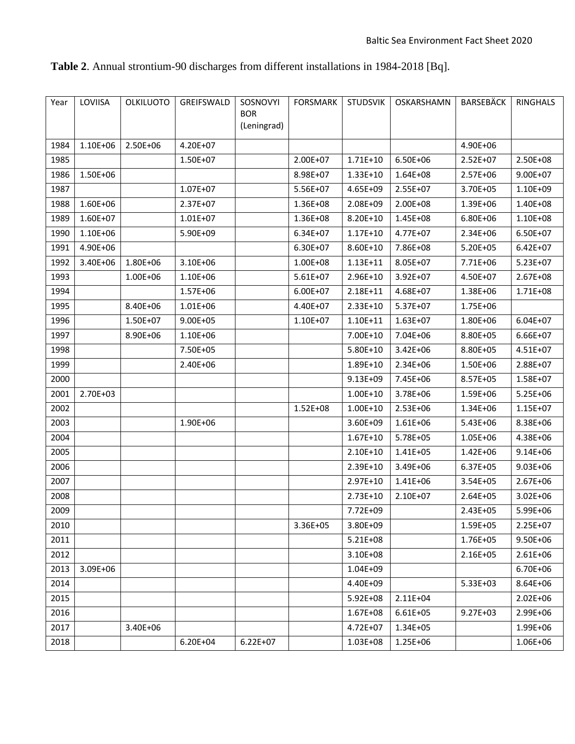**Table 2**. Annual strontium-90 discharges from different installations in 1984-2018 [Bq].

| Year | LOVIISA | OLKILUOTO | GREIFSWALD | SOSNOVYI BOR (Leningrad) | FORSMARK | STUDSVIK | OSKARSHAMN | BARSEBÄCK | RINGHALS |
|---|---|---|---|---|---|---|---|---|---|
| 1984 | 1.10E+06 | 2.50E+06 | 4.20E+07 | | | | | 4.90E+06 | |
| 1985 | | | 1.50E+07 | | 2.00E+07 | 1.71E+10 | 6.50E+06 | 2.52E+07 | 2.50E+08 |
| 1986 | 1.50E+06 | | | | 8.98E+07 | 1.33E+10 | 1.64E+08 | 2.57E+06 | 9.00E+07 |
| 1987 | | | 1.07E+07 | | 5.56E+07 | 4.65E+09 | 2.55E+07 | 3.70E+05 | 1.10E+09 |
| 1988 | 1.60E+06 | | 2.37E+07 | | 1.36E+08 | 2.08E+09 | 2.00E+08 | 1.39E+06 | 1.40E+08 |
| 1989 | 1.60E+07 | | 1.01E+07 | | 1.36E+08 | 8.20E+10 | 1.45E+08 | 6.80E+06 | 1.10E+08 |
| 1990 | 1.10E+06 | | 5.90E+09 | | 6.34E+07 | 1.17E+10 | 4.77E+07 | 2.34E+06 | 6.50E+07 |
| 1991 | 4.90E+06 | | | | 6.30E+07 | 8.60E+10 | 7.86E+08 | 5.20E+05 | 6.42E+07 |
| 1992 | 3.40E+06 | 1.80E+06 | 3.10E+06 | | 1.00E+08 | 1.13E+11 | 8.05E+07 | 7.71E+06 | 5.23E+07 |
| 1993 | | 1.00E+06 | 1.10E+06 | | 5.61E+07 | 2.96E+10 | 3.92E+07 | 4.50E+07 | 2.67E+08 |
| 1994 | | | 1.57E+06 | | 6.00E+07 | 2.18E+11 | 4.68E+07 | 1.38E+06 | 1.71E+08 |
| 1995 | | 8.40E+06 | 1.01E+06 | | 4.40E+07 | 2.33E+10 | 5.37E+07 | 1.75E+06 | |
| 1996 | | 1.50E+07 | 9.00E+05 | | 1.10E+07 | 1.10E+11 | 1.63E+07 | 1.80E+06 | 6.04E+07 |
| 1997 | | 8.90E+06 | 1.10E+06 | | | 7.00E+10 | 7.04E+06 | 8.80E+05 | 6.66E+07 |
| 1998 | | | 7.50E+05 | | | 5.80E+10 | 3.42E+06 | 8.80E+05 | 4.51E+07 |
| 1999 | | | 2.40E+06 | | | 1.89E+10 | 2.34E+06 | 1.50E+06 | 2.88E+07 |
| 2000 | | | | | | 9.13E+09 | 7.45E+06 | 8.57E+05 | 1.58E+07 |
| 2001 | 2.70E+03 | | | | | 1.00E+10 | 3.78E+06 | 1.59E+06 | 5.25E+06 |
| 2002 | | | | | 1.52E+08 | 1.00E+10 | 2.53E+06 | 1.34E+06 | 1.15E+07 |
| 2003 | | | 1.90E+06 | | | 3.60E+09 | 1.61E+06 | 5.43E+06 | 8.38E+06 |
| 2004 | | | | | | 1.67E+10 | 5.78E+05 | 1.05E+06 | 4.38E+06 |
| 2005 | | | | | | 2.10E+10 | 1.41E+05 | 1.42E+06 | 9.14E+06 |
| 2006 | | | | | | 2.39E+10 | 3.49E+06 | 6.37E+05 | 9.03E+06 |
| 2007 | | | | | | 2.97E+10 | 1.41E+06 | 3.54E+05 | 2.67E+06 |
| 2008 | | | | | | 2.73E+10 | 2.10E+07 | 2.64E+05 | 3.02E+06 |
| 2009 | | | | | | 7.72E+09 | | 2.43E+05 | 5.99E+06 |
| 2010 | | | | | 3.36E+05 | 3.80E+09 | | 1.59E+05 | 2.25E+07 |
| 2011 | | | | | | 5.21E+08 | | 1.76E+05 | 9.50E+06 |
| 2012 | | | | | | 3.10E+08 | | 2.16E+05 | 2.61E+06 |
| 2013 | 3.09E+06 | | | | | 1.04E+09 | | | 6.70E+06 |
| 2014 | | | | | | 4.40E+09 | | 5.33E+03 | 8.64E+06 |
| 2015 | | | | | | 5.92E+08 | 2.11E+04 | | 2.02E+06 |
| 2016 | | | | | | 1.67E+08 | 6.61E+05 | 9.27E+03 | 2.99E+06 |
| 2017 | | 3.40E+06 | | | | 4.72E+07 | 1.34E+05 | | 1.99E+06 |
| 2018 | | | 6.20E+04 | 6.22E+07 | | 1.03E+08 | 1.25E+06 | | 1.06E+06 |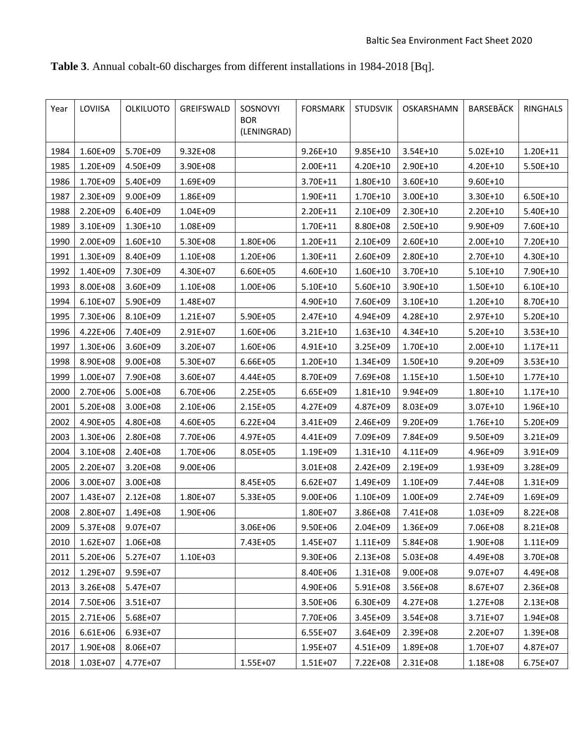**Table 3**. Annual cobalt-60 discharges from different installations in 1984-2018 [Bq].

| Year | LOVIISA | OLKILUOTO | GREIFSWALD | SOSNOVYI BOR (LENINGRAD) | FORSMARK | STUDSVIK | OSKARSHAMN | BARSEBÄCK | RINGHALS |
|---|---|---|---|---|---|---|---|---|---|
| 1984 | 1.60E+09 | 5.70E+09 | 9.32E+08 | | 9.26E+10 | 9.85E+10 | 3.54E+10 | 5.02E+10 | 1.20E+11 |
| 1985 | 1.20E+09 | 4.50E+09 | 3.90E+08 | | 2.00E+11 | 4.20E+10 | 2.90E+10 | 4.20E+10 | 5.50E+10 |
| 1986 | 1.70E+09 | 5.40E+09 | 1.69E+09 | | 3.70E+11 | 1.80E+10 | 3.60E+10 | 9.60E+10 | |
| 1987 | 2.30E+09 | 9.00E+09 | 1.86E+09 | | 1.90E+11 | 1.70E+10 | 3.00E+10 | 3.30E+10 | 6.50E+10 |
| 1988 | 2.20E+09 | 6.40E+09 | 1.04E+09 | | 2.20E+11 | 2.10E+09 | 2.30E+10 | 2.20E+10 | 5.40E+10 |
| 1989 | 3.10E+09 | 1.30E+10 | 1.08E+09 | | 1.70E+11 | 8.80E+08 | 2.50E+10 | 9.90E+09 | 7.60E+10 |
| 1990 | 2.00E+09 | 1.60E+10 | 5.30E+08 | 1.80E+06 | 1.20E+11 | 2.10E+09 | 2.60E+10 | 2.00E+10 | 7.20E+10 |
| 1991 | 1.30E+09 | 8.40E+09 | 1.10E+08 | 1.20E+06 | 1.30E+11 | 2.60E+09 | 2.80E+10 | 2.70E+10 | 4.30E+10 |
| 1992 | 1.40E+09 | 7.30E+09 | 4.30E+07 | 6.60E+05 | 4.60E+10 | 1.60E+10 | 3.70E+10 | 5.10E+10 | 7.90E+10 |
| 1993 | 8.00E+08 | 3.60E+09 | 1.10E+08 | 1.00E+06 | 5.10E+10 | 5.60E+10 | 3.90E+10 | 1.50E+10 | 6.10E+10 |
| 1994 | 6.10E+07 | 5.90E+09 | 1.48E+07 | | 4.90E+10 | 7.60E+09 | 3.10E+10 | 1.20E+10 | 8.70E+10 |
| 1995 | 7.30E+06 | 8.10E+09 | 1.21E+07 | 5.90E+05 | 2.47E+10 | 4.94E+09 | 4.28E+10 | 2.97E+10 | 5.20E+10 |
| 1996 | 4.22E+06 | 7.40E+09 | 2.91E+07 | 1.60E+06 | 3.21E+10 | 1.63E+10 | 4.34E+10 | 5.20E+10 | 3.53E+10 |
| 1997 | 1.30E+06 | 3.60E+09 | 3.20E+07 | 1.60E+06 | 4.91E+10 | 3.25E+09 | 1.70E+10 | 2.00E+10 | 1.17E+11 |
| 1998 | 8.90E+08 | 9.00E+08 | 5.30E+07 | 6.66E+05 | 1.20E+10 | 1.34E+09 | 1.50E+10 | 9.20E+09 | 3.53E+10 |
| 1999 | 1.00E+07 | 7.90E+08 | 3.60E+07 | 4.44E+05 | 8.70E+09 | 7.69E+08 | 1.15E+10 | 1.50E+10 | 1.77E+10 |
| 2000 | 2.70E+06 | 5.00E+08 | 6.70E+06 | 2.25E+05 | 6.65E+09 | 1.81E+10 | 9.94E+09 | 1.80E+10 | 1.17E+10 |
| 2001 | 5.20E+08 | 3.00E+08 | 2.10E+06 | 2.15E+05 | 4.27E+09 | 4.87E+09 | 8.03E+09 | 3.07E+10 | 1.96E+10 |
| 2002 | 4.90E+05 | 4.80E+08 | 4.60E+05 | 6.22E+04 | 3.41E+09 | 2.46E+09 | 9.20E+09 | 1.76E+10 | 5.20E+09 |
| 2003 | 1.30E+06 | 2.80E+08 | 7.70E+06 | 4.97E+05 | 4.41E+09 | 7.09E+09 | 7.84E+09 | 9.50E+09 | 3.21E+09 |
| 2004 | 3.10E+08 | 2.40E+08 | 1.70E+06 | 8.05E+05 | 1.19E+09 | 1.31E+10 | 4.11E+09 | 4.96E+09 | 3.91E+09 |
| 2005 | 2.20E+07 | 3.20E+08 | 9.00E+06 | | 3.01E+08 | 2.42E+09 | 2.19E+09 | 1.93E+09 | 3.28E+09 |
| 2006 | 3.00E+07 | 3.00E+08 | | 8.45E+05 | 6.62E+07 | 1.49E+09 | 1.10E+09 | 7.44E+08 | 1.31E+09 |
| 2007 | 1.43E+07 | 2.12E+08 | 1.80E+07 | 5.33E+05 | 9.00E+06 | 1.10E+09 | 1.00E+09 | 2.74E+09 | 1.69E+09 |
| 2008 | 2.80E+07 | 1.49E+08 | 1.90E+06 | | 1.80E+07 | 3.86E+08 | 7.41E+08 | 1.03E+09 | 8.22E+08 |
| 2009 | 5.37E+08 | 9.07E+07 | | 3.06E+06 | 9.50E+06 | 2.04E+09 | 1.36E+09 | 7.06E+08 | 8.21E+08 |
| 2010 | 1.62E+07 | 1.06E+08 | | 7.43E+05 | 1.45E+07 | 1.11E+09 | 5.84E+08 | 1.90E+08 | 1.11E+09 |
| 2011 | 5.20E+06 | 5.27E+07 | 1.10E+03 | | 9.30E+06 | 2.13E+08 | 5.03E+08 | 4.49E+08 | 3.70E+08 |
| 2012 | 1.29E+07 | 9.59E+07 | | | 8.40E+06 | 1.31E+08 | 9.00E+08 | 9.07E+07 | 4.49E+08 |
| 2013 | 3.26E+08 | 5.47E+07 | | | 4.90E+06 | 5.91E+08 | 3.56E+08 | 8.67E+07 | 2.36E+08 |
| 2014 | 7.50E+06 | 3.51E+07 | | | 3.50E+06 | 6.30E+09 | 4.27E+08 | 1.27E+08 | 2.13E+08 |
| 2015 | 2.71E+06 | 5.68E+07 | | | 7.70E+06 | 3.45E+09 | 3.54E+08 | 3.71E+07 | 1.94E+08 |
| 2016 | 6.61E+06 | 6.93E+07 | | | 6.55E+07 | 3.64E+09 | 2.39E+08 | 2.20E+07 | 1.39E+08 |
| 2017 | 1.90E+08 | 8.06E+07 | | | 1.95E+07 | 4.51E+09 | 1.89E+08 | 1.70E+07 | 4.87E+07 |
| 2018 | 1.03E+07 | 4.77E+07 | | 1.55E+07 | 1.51E+07 | 7.22E+08 | 2.31E+08 | 1.18E+08 | 6.75E+07 |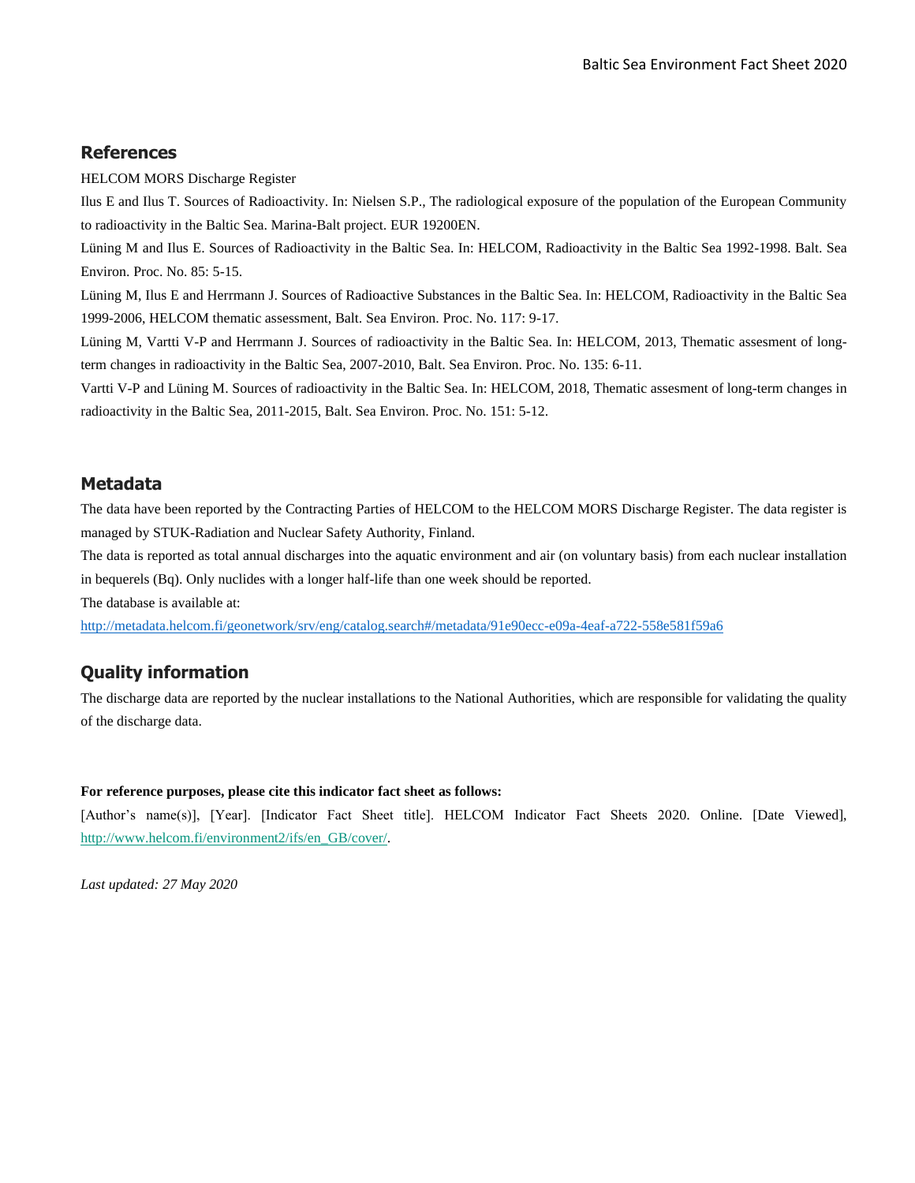## References

HELCOM MORS Discharge Register

Ilus E and Ilus T. Sources of Radioactivity. In: Nielsen S.P., The radiological exposure of the population of the European Community to radioactivity in the Baltic Sea. Marina-Balt project. EUR 19200EN.

Lüning M and Ilus E. Sources of Radioactivity in the Baltic Sea. In: HELCOM, Radioactivity in the Baltic Sea 1992-1998. Balt. Sea Environ. Proc. No. 85: 5-15.

Lüning M, Ilus E and Herrmann J. Sources of Radioactive Substances in the Baltic Sea. In: HELCOM, Radioactivity in the Baltic Sea 1999-2006, HELCOM thematic assessment, Balt. Sea Environ. Proc. No. 117: 9-17.

Lüning M, Vartti V-P and Herrmann J. Sources of radioactivity in the Baltic Sea. In: HELCOM, 2013, Thematic assesment of long-term changes in radioactivity in the Baltic Sea, 2007-2010, Balt. Sea Environ. Proc. No. 135: 6-11.

Vartti V-P and Lüning M. Sources of radioactivity in the Baltic Sea. In: HELCOM, 2018, Thematic assesment of long-term changes in radioactivity in the Baltic Sea, 2011-2015, Balt. Sea Environ. Proc. No. 151: 5-12.

## Metadata

The data have been reported by the Contracting Parties of HELCOM to the HELCOM MORS Discharge Register. The data register is managed by STUK-Radiation and Nuclear Safety Authority, Finland.

The data is reported as total annual discharges into the aquatic environment and air (on voluntary basis) from each nuclear installation in bequerels (Bq). Only nuclides with a longer half-life than one week should be reported.

The database is available at:

http://metadata.helcom.fi/geonetwork/srv/eng/catalog.search#/metadata/91e90ecc-e09a-4eaf-a722-558e581f59a6

## Quality information

The discharge data are reported by the nuclear installations to the National Authorities, which are responsible for validating the quality of the discharge data.

**For reference purposes, please cite this indicator fact sheet as follows:**

[Author's name(s)], [Year]. [Indicator Fact Sheet title]. HELCOM Indicator Fact Sheets 2020. Online. [Date Viewed], http://www.helcom.fi/environment2/ifs/en_GB/cover/.

*Last updated: 27 May 2020*